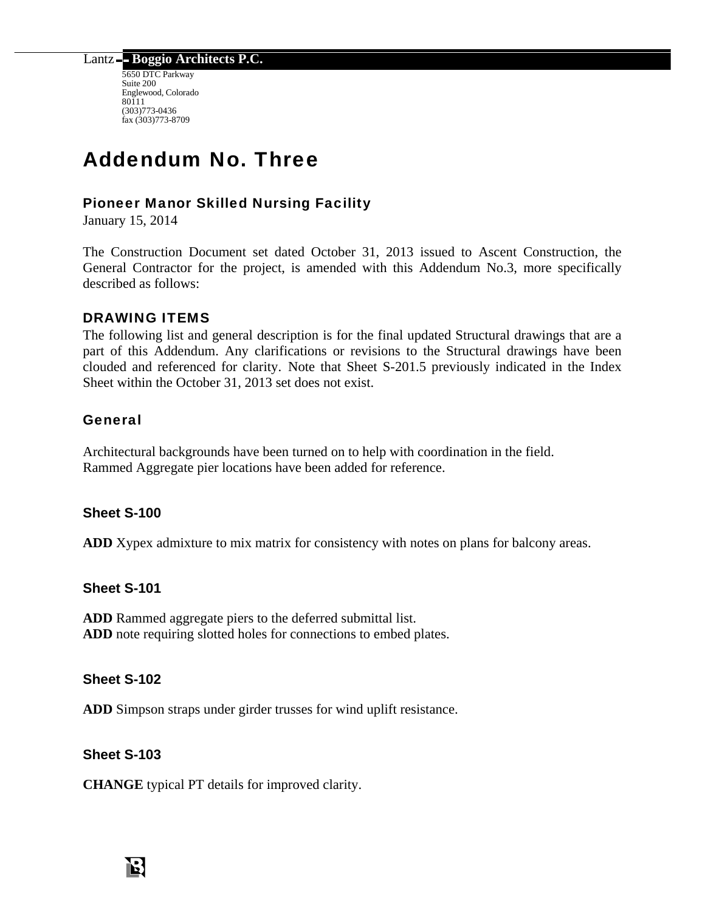Lantz - Boggio Architects P.C.
5650 DTC Parkway
Suite 200
Englewood, Colorado
80111
(303)773-0436
fax (303)773-8709

# Addendum No. Three

## Pioneer Manor Skilled Nursing Facility

January 15, 2014

The Construction Document set dated October 31, 2013 issued to Ascent Construction, the General Contractor for the project, is amended with this Addendum No.3, more specifically described as follows:

## DRAWING ITEMS

The following list and general description is for the final updated Structural drawings that are a part of this Addendum. Any clarifications or revisions to the Structural drawings have been clouded and referenced for clarity. Note that Sheet S-201.5 previously indicated in the Index Sheet within the October 31, 2013 set does not exist.

### General

Architectural backgrounds have been turned on to help with coordination in the field.
Rammed Aggregate pier locations have been added for reference.

### Sheet S-100

**ADD** Xypex admixture to mix matrix for consistency with notes on plans for balcony areas.

### Sheet S-101

**ADD** Rammed aggregate piers to the deferred submittal list.
**ADD** note requiring slotted holes for connections to embed plates.

### Sheet S-102

**ADD** Simpson straps under girder trusses for wind uplift resistance.

### Sheet S-103

**CHANGE** typical PT details for improved clarity.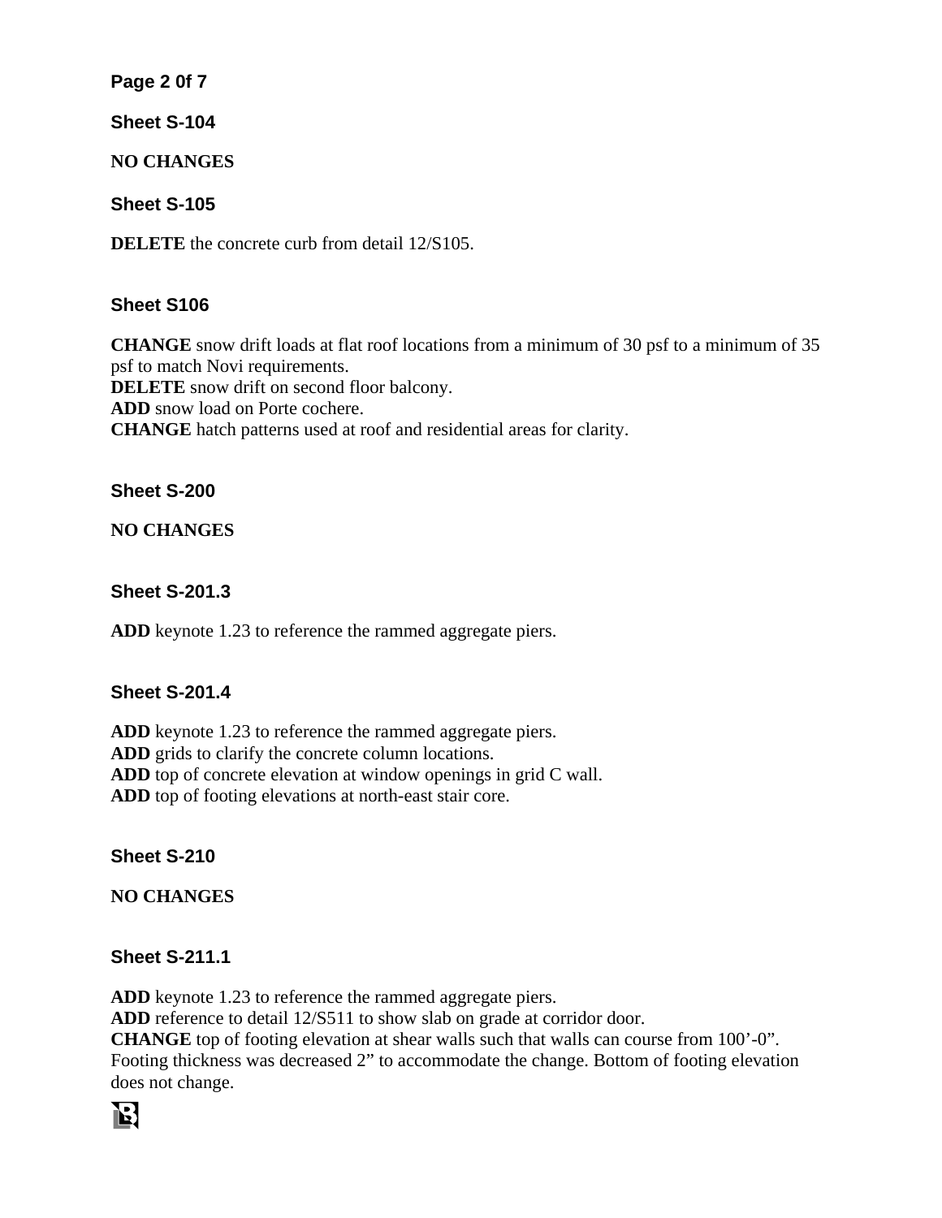## Sheet S-104

**NO CHANGES**

## Sheet S-105

**DELETE** the concrete curb from detail 12/S105.

## Sheet S106

**CHANGE** snow drift loads at flat roof locations from a minimum of 30 psf to a minimum of 35 psf to match Novi requirements.
**DELETE** snow drift on second floor balcony.
**ADD** snow load on Porte cochere.
**CHANGE** hatch patterns used at roof and residential areas for clarity.

## Sheet S-200

**NO CHANGES**

## Sheet S-201.3

**ADD** keynote 1.23 to reference the rammed aggregate piers.

## Sheet S-201.4

**ADD** keynote 1.23 to reference the rammed aggregate piers.
**ADD** grids to clarify the concrete column locations.
**ADD** top of concrete elevation at window openings in grid C wall.
**ADD** top of footing elevations at north-east stair core.

## Sheet S-210

**NO CHANGES**

## Sheet S-211.1

**ADD** keynote 1.23 to reference the rammed aggregate piers.
**ADD** reference to detail 12/S511 to show slab on grade at corridor door.
**CHANGE** top of footing elevation at shear walls such that walls can course from 100'-0". Footing thickness was decreased 2" to accommodate the change. Bottom of footing elevation does not change.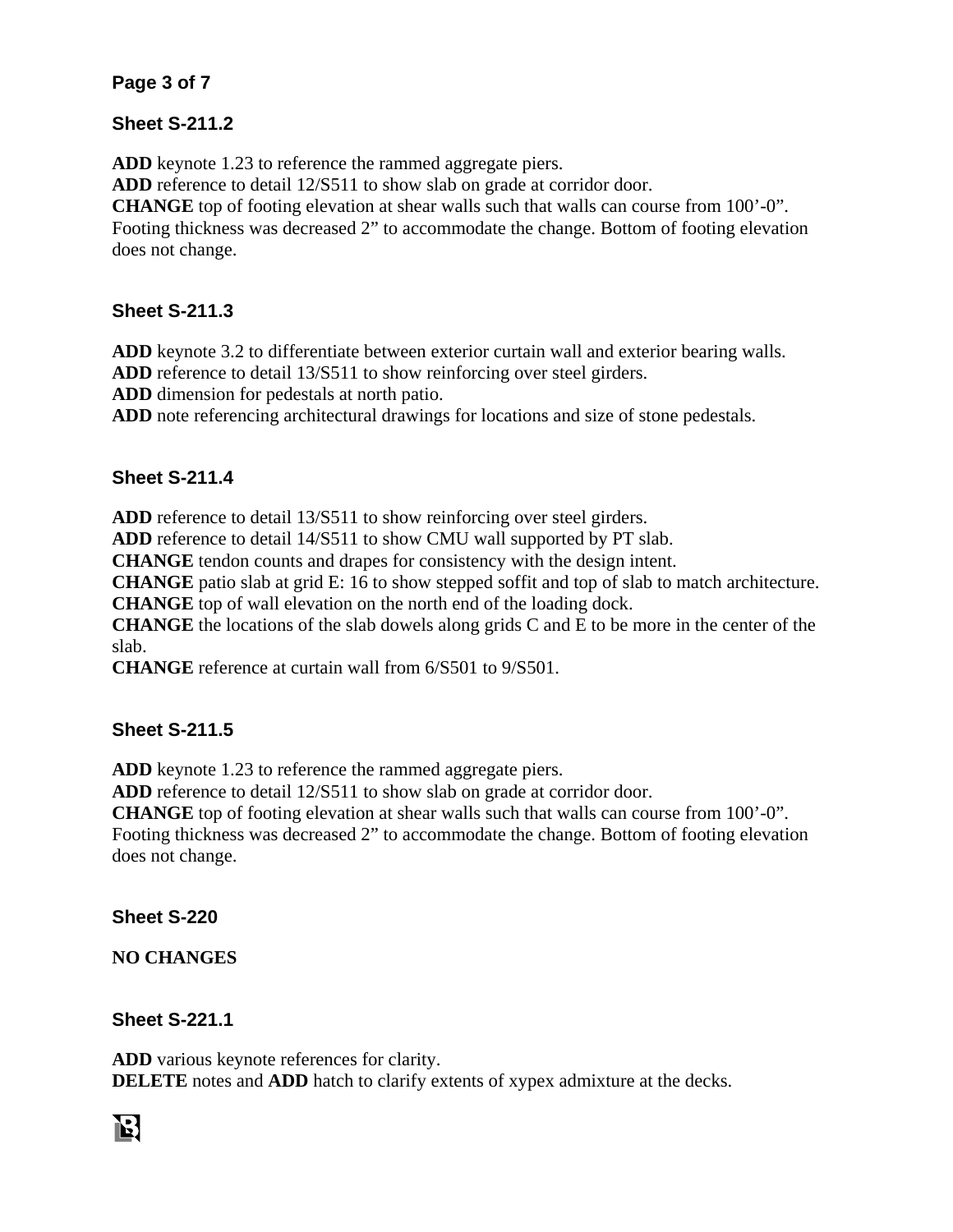## Sheet S-211.2

**ADD** keynote 1.23 to reference the rammed aggregate piers.
**ADD** reference to detail 12/S511 to show slab on grade at corridor door.
**CHANGE** top of footing elevation at shear walls such that walls can course from 100’-0”. Footing thickness was decreased 2” to accommodate the change. Bottom of footing elevation does not change.

## Sheet S-211.3

**ADD** keynote 3.2 to differentiate between exterior curtain wall and exterior bearing walls.
**ADD** reference to detail 13/S511 to show reinforcing over steel girders.
**ADD** dimension for pedestals at north patio.
**ADD** note referencing architectural drawings for locations and size of stone pedestals.

## Sheet S-211.4

**ADD** reference to detail 13/S511 to show reinforcing over steel girders.
**ADD** reference to detail 14/S511 to show CMU wall supported by PT slab.
**CHANGE** tendon counts and drapes for consistency with the design intent.
**CHANGE** patio slab at grid E: 16 to show stepped soffit and top of slab to match architecture.
**CHANGE** top of wall elevation on the north end of the loading dock.
**CHANGE** the locations of the slab dowels along grids C and E to be more in the center of the slab.
**CHANGE** reference at curtain wall from 6/S501 to 9/S501.

## Sheet S-211.5

**ADD** keynote 1.23 to reference the rammed aggregate piers.
**ADD** reference to detail 12/S511 to show slab on grade at corridor door.
**CHANGE** top of footing elevation at shear walls such that walls can course from 100’-0”. Footing thickness was decreased 2” to accommodate the change. Bottom of footing elevation does not change.

## Sheet S-220

**NO CHANGES**

## Sheet S-221.1

**ADD** various keynote references for clarity.
**DELETE** notes and **ADD** hatch to clarify extents of xypex admixture at the decks.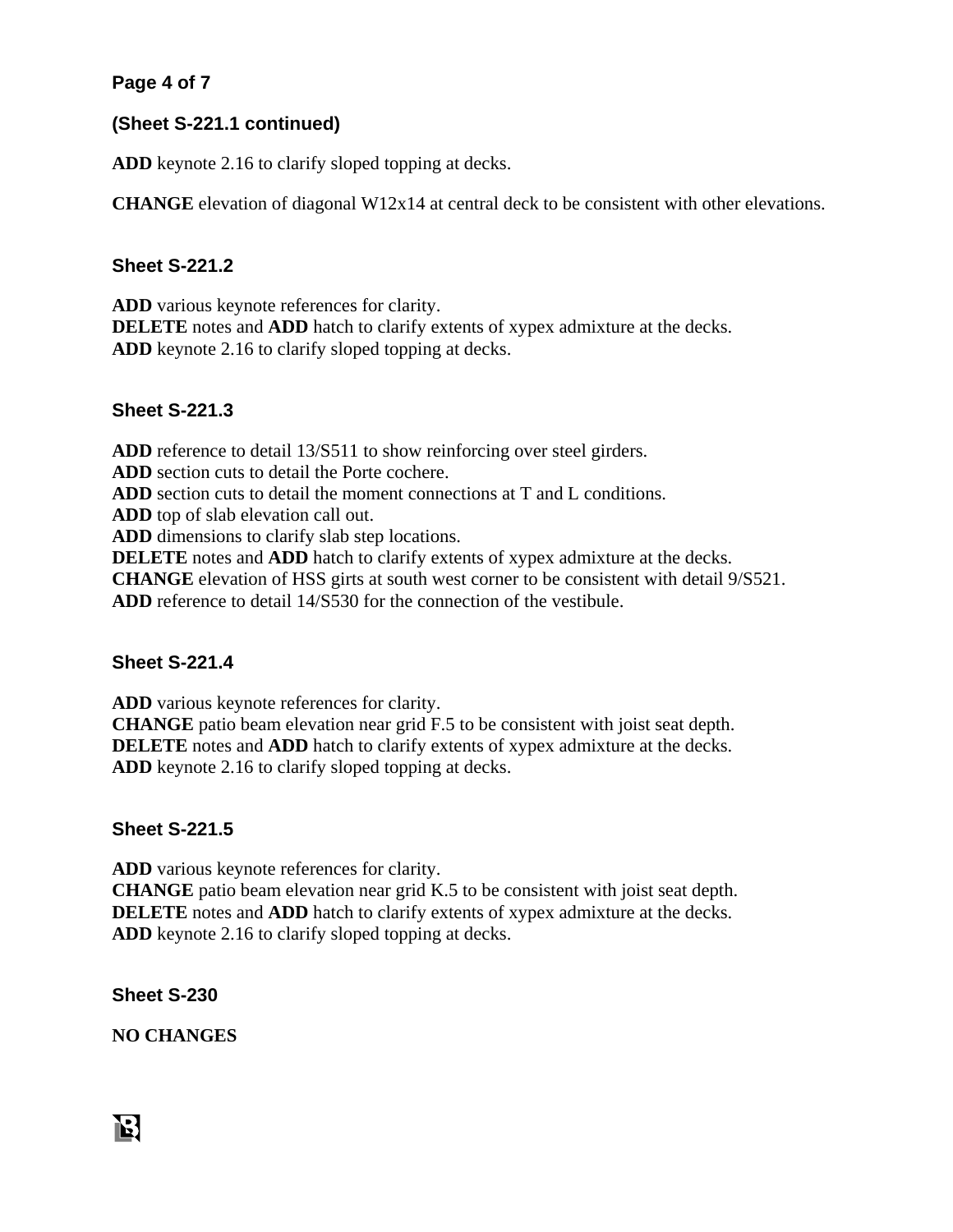### (Sheet S-221.1 continued)

**ADD** keynote 2.16 to clarify sloped topping at decks.

**CHANGE** elevation of diagonal W12x14 at central deck to be consistent with other elevations.

### Sheet S-221.2

**ADD** various keynote references for clarity.
**DELETE** notes and **ADD** hatch to clarify extents of xypex admixture at the decks.
**ADD** keynote 2.16 to clarify sloped topping at decks.

### Sheet S-221.3

**ADD** reference to detail 13/S511 to show reinforcing over steel girders.
**ADD** section cuts to detail the Porte cochere.
**ADD** section cuts to detail the moment connections at T and L conditions.
**ADD** top of slab elevation call out.
**ADD** dimensions to clarify slab step locations.
**DELETE** notes and **ADD** hatch to clarify extents of xypex admixture at the decks.
**CHANGE** elevation of HSS girts at south west corner to be consistent with detail 9/S521.
**ADD** reference to detail 14/S530 for the connection of the vestibule.

### Sheet S-221.4

**ADD** various keynote references for clarity.
**CHANGE** patio beam elevation near grid F.5 to be consistent with joist seat depth.
**DELETE** notes and **ADD** hatch to clarify extents of xypex admixture at the decks.
**ADD** keynote 2.16 to clarify sloped topping at decks.

### Sheet S-221.5

**ADD** various keynote references for clarity.
**CHANGE** patio beam elevation near grid K.5 to be consistent with joist seat depth.
**DELETE** notes and **ADD** hatch to clarify extents of xypex admixture at the decks.
**ADD** keynote 2.16 to clarify sloped topping at decks.

### Sheet S-230

**NO CHANGES**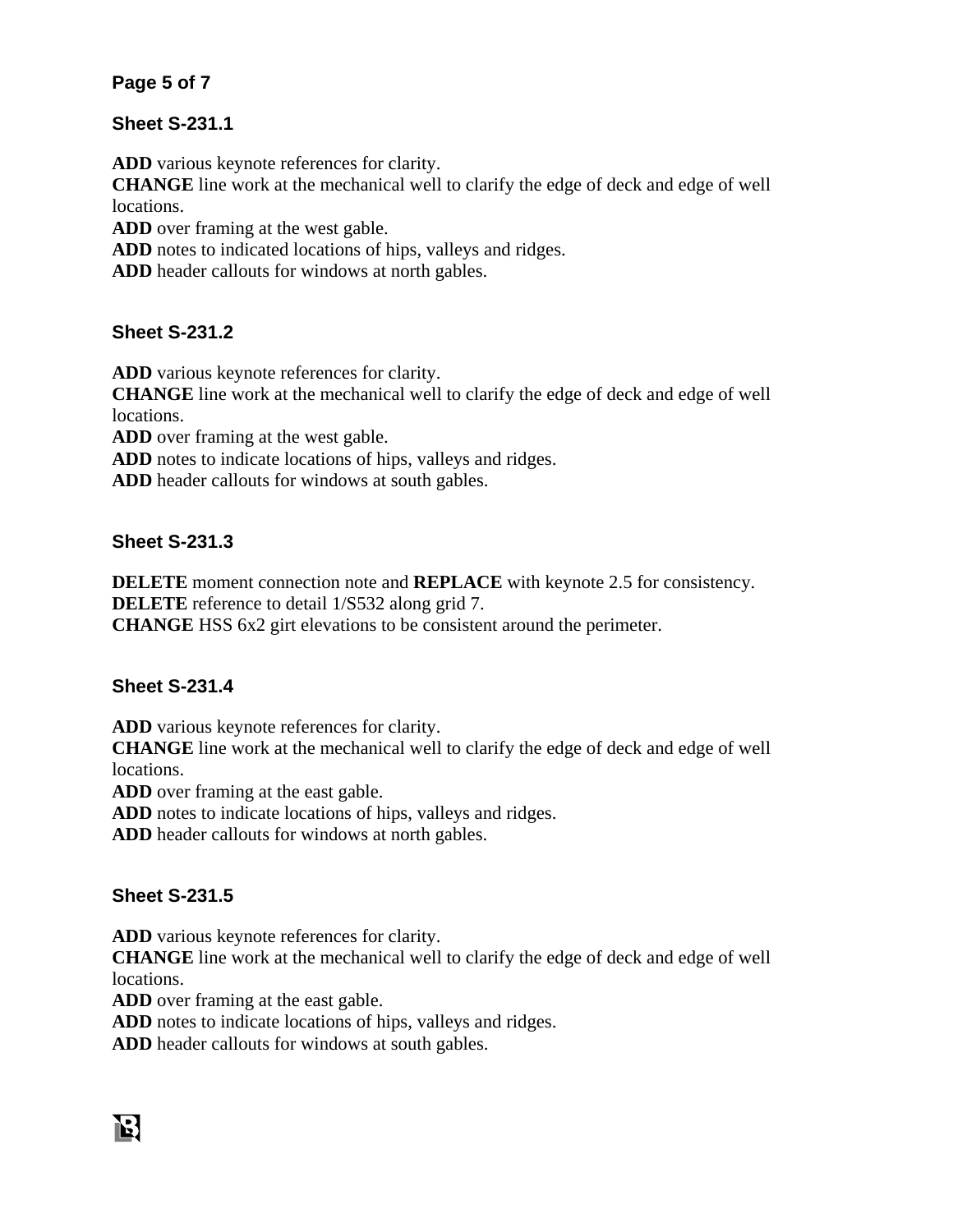## Sheet S-231.1

**ADD** various keynote references for clarity.
**CHANGE** line work at the mechanical well to clarify the edge of deck and edge of well locations.
**ADD** over framing at the west gable.
**ADD** notes to indicated locations of hips, valleys and ridges.
**ADD** header callouts for windows at north gables.

## Sheet S-231.2

**ADD** various keynote references for clarity.
**CHANGE** line work at the mechanical well to clarify the edge of deck and edge of well locations.
**ADD** over framing at the west gable.
**ADD** notes to indicate locations of hips, valleys and ridges.
**ADD** header callouts for windows at south gables.

## Sheet S-231.3

**DELETE** moment connection note and **REPLACE** with keynote 2.5 for consistency.
**DELETE** reference to detail 1/S532 along grid 7.
**CHANGE** HSS 6x2 girt elevations to be consistent around the perimeter.

## Sheet S-231.4

**ADD** various keynote references for clarity.
**CHANGE** line work at the mechanical well to clarify the edge of deck and edge of well locations.
**ADD** over framing at the east gable.
**ADD** notes to indicate locations of hips, valleys and ridges.
**ADD** header callouts for windows at north gables.

## Sheet S-231.5

**ADD** various keynote references for clarity.
**CHANGE** line work at the mechanical well to clarify the edge of deck and edge of well locations.
**ADD** over framing at the east gable.
**ADD** notes to indicate locations of hips, valleys and ridges.
**ADD** header callouts for windows at south gables.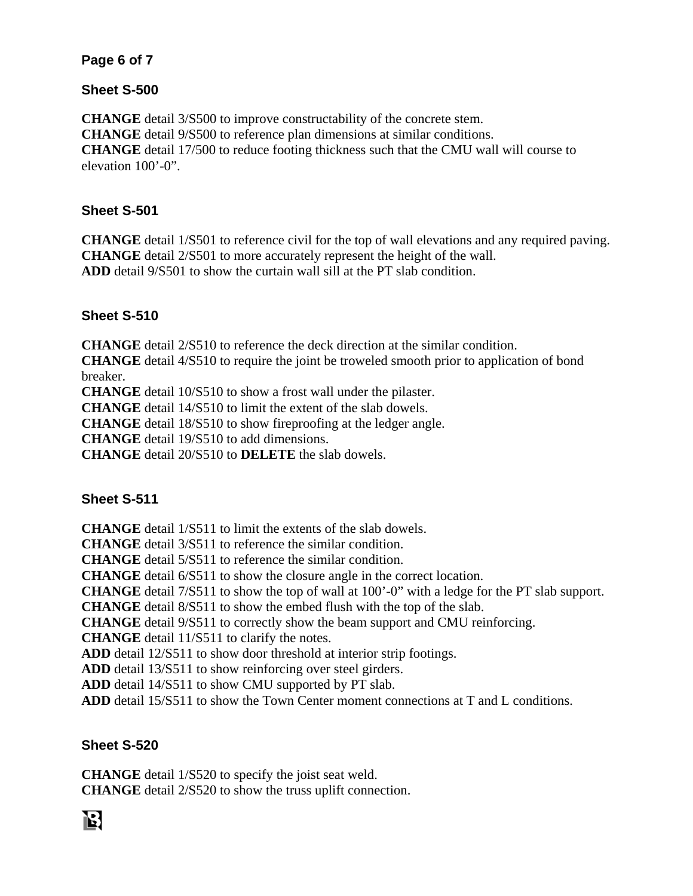### Sheet S-500

**CHANGE** detail 3/S500 to improve constructability of the concrete stem.
**CHANGE** detail 9/S500 to reference plan dimensions at similar conditions.
**CHANGE** detail 17/500 to reduce footing thickness such that the CMU wall will course to elevation 100'-0".

### Sheet S-501

**CHANGE** detail 1/S501 to reference civil for the top of wall elevations and any required paving.
**CHANGE** detail 2/S501 to more accurately represent the height of the wall.
**ADD** detail 9/S501 to show the curtain wall sill at the PT slab condition.

### Sheet S-510

**CHANGE** detail 2/S510 to reference the deck direction at the similar condition.
**CHANGE** detail 4/S510 to require the joint be troweled smooth prior to application of bond breaker.
**CHANGE** detail 10/S510 to show a frost wall under the pilaster.
**CHANGE** detail 14/S510 to limit the extent of the slab dowels.
**CHANGE** detail 18/S510 to show fireproofing at the ledger angle.
**CHANGE** detail 19/S510 to add dimensions.
**CHANGE** detail 20/S510 to **DELETE** the slab dowels.

### Sheet S-511

**CHANGE** detail 1/S511 to limit the extents of the slab dowels.
**CHANGE** detail 3/S511 to reference the similar condition.
**CHANGE** detail 5/S511 to reference the similar condition.
**CHANGE** detail 6/S511 to show the closure angle in the correct location.
**CHANGE** detail 7/S511 to show the top of wall at 100'-0" with a ledge for the PT slab support.
**CHANGE** detail 8/S511 to show the embed flush with the top of the slab.
**CHANGE** detail 9/S511 to correctly show the beam support and CMU reinforcing.
**CHANGE** detail 11/S511 to clarify the notes.
**ADD** detail 12/S511 to show door threshold at interior strip footings.
**ADD** detail 13/S511 to show reinforcing over steel girders.
**ADD** detail 14/S511 to show CMU supported by PT slab.
**ADD** detail 15/S511 to show the Town Center moment connections at T and L conditions.

### Sheet S-520

**CHANGE** detail 1/S520 to specify the joist seat weld.
**CHANGE** detail 2/S520 to show the truss uplift connection.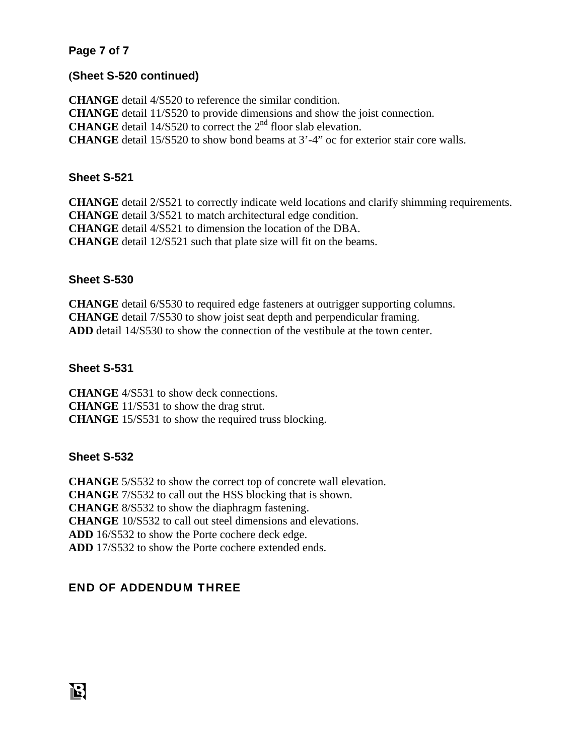**(Sheet S-520 continued)**

**CHANGE** detail 4/S520 to reference the similar condition.
**CHANGE** detail 11/S520 to provide dimensions and show the joist connection.
**CHANGE** detail 14/S520 to correct the 2nd floor slab elevation.
**CHANGE** detail 15/S520 to show bond beams at 3’-4” oc for exterior stair core walls.

### Sheet S-521

**CHANGE** detail 2/S521 to correctly indicate weld locations and clarify shimming requirements.
**CHANGE** detail 3/S521 to match architectural edge condition.
**CHANGE** detail 4/S521 to dimension the location of the DBA.
**CHANGE** detail 12/S521 such that plate size will fit on the beams.

### Sheet S-530

**CHANGE** detail 6/S530 to required edge fasteners at outrigger supporting columns.
**CHANGE** detail 7/S530 to show joist seat depth and perpendicular framing.
**ADD** detail 14/S530 to show the connection of the vestibule at the town center.

### Sheet S-531

**CHANGE** 4/S531 to show deck connections.
**CHANGE** 11/S531 to show the drag strut.
**CHANGE** 15/S531 to show the required truss blocking.

### Sheet S-532

**CHANGE** 5/S532 to show the correct top of concrete wall elevation.
**CHANGE** 7/S532 to call out the HSS blocking that is shown.
**CHANGE** 8/S532 to show the diaphragm fastening.
**CHANGE** 10/S532 to call out steel dimensions and elevations.
**ADD** 16/S532 to show the Porte cochere deck edge.
**ADD** 17/S532 to show the Porte cochere extended ends.

**END OF ADDENDUM THREE**